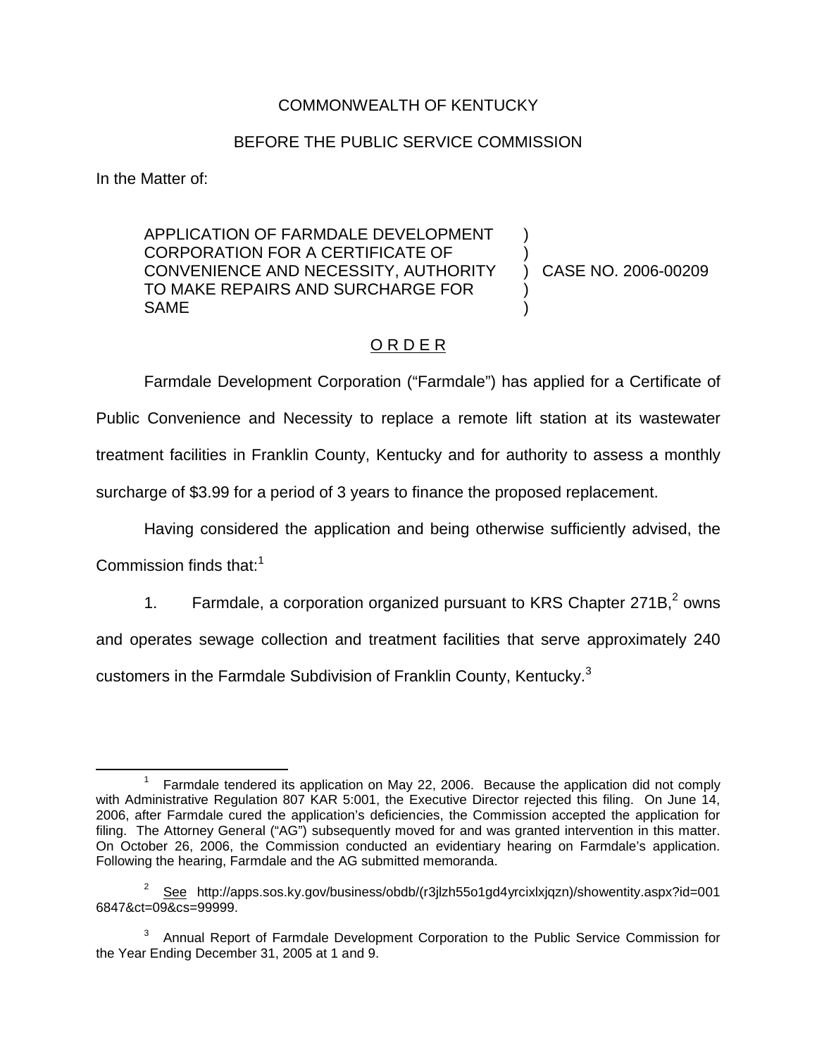COMMONWEALTH OF KENTUCKY

BEFORE THE PUBLIC SERVICE COMMISSION

In the Matter of:

APPLICATION OF FARMDALE DEVELOPMENT CORPORATION FOR A CERTIFICATE OF CONVENIENCE AND NECESSITY, AUTHORITY TO MAKE REPAIRS AND SURCHARGE FOR SAME ) CASE NO. 2006-00209

## O R D E R

Farmdale Development Corporation ("Farmdale") has applied for a Certificate of Public Convenience and Necessity to replace a remote lift station at its wastewater treatment facilities in Franklin County, Kentucky and for authority to assess a monthly surcharge of $3.99 for a period of 3 years to finance the proposed replacement.

Having considered the application and being otherwise sufficiently advised, the Commission finds that:[1]

1. Farmdale, a corporation organized pursuant to KRS Chapter 271B,[2] owns and operates sewage collection and treatment facilities that serve approximately 240 customers in the Farmdale Subdivision of Franklin County, Kentucky.[3]

---

[1] Farmdale tendered its application on May 22, 2006. Because the application did not comply with Administrative Regulation 807 KAR 5:001, the Executive Director rejected this filing. On June 14, 2006, after Farmdale cured the application's deficiencies, the Commission accepted the application for filing. The Attorney General ("AG") subsequently moved for and was granted intervention in this matter. On October 26, 2006, the Commission conducted an evidentiary hearing on Farmdale's application. Following the hearing, Farmdale and the AG submitted memoranda.

[2] See http://apps.sos.ky.gov/business/obdb/(r3jlzh55o1gd4yrcixlxjqzn)/showentity.aspx?id=0016847&ct=09&cs=99999.

[3] Annual Report of Farmdale Development Corporation to the Public Service Commission for the Year Ending December 31, 2005 at 1 and 9.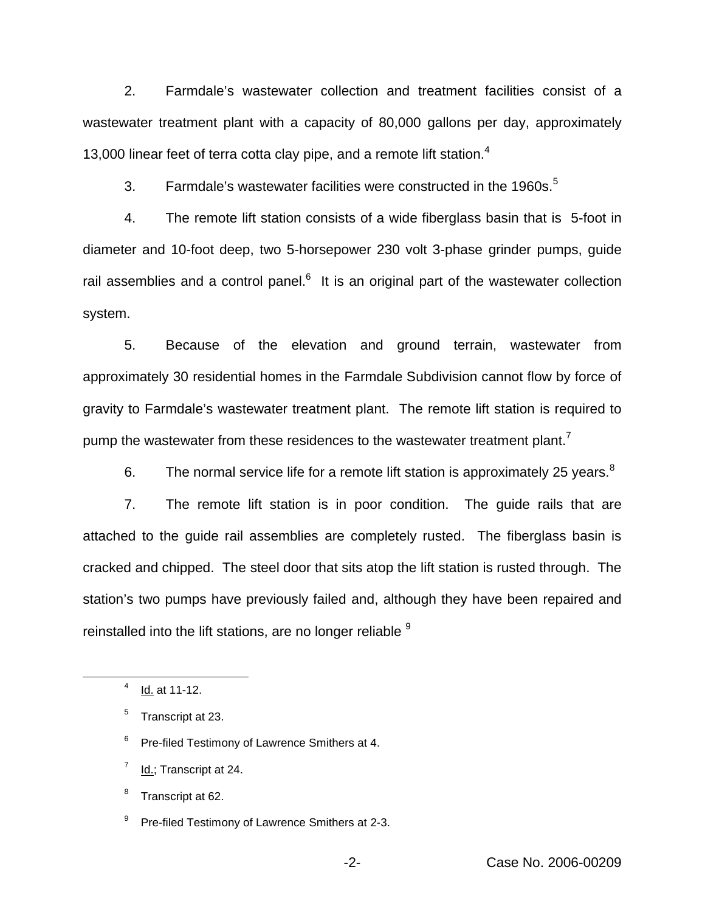2. Farmdale's wastewater collection and treatment facilities consist of a wastewater treatment plant with a capacity of 80,000 gallons per day, approximately 13,000 linear feet of terra cotta clay pipe, and a remote lift station.[4]

3. Farmdale's wastewater facilities were constructed in the 1960s.[5]

4. The remote lift station consists of a wide fiberglass basin that is 5-foot in diameter and 10-foot deep, two 5-horsepower 230 volt 3-phase grinder pumps, guide rail assemblies and a control panel.[6] It is an original part of the wastewater collection system.

5. Because of the elevation and ground terrain, wastewater from approximately 30 residential homes in the Farmdale Subdivision cannot flow by force of gravity to Farmdale's wastewater treatment plant. The remote lift station is required to pump the wastewater from these residences to the wastewater treatment plant.[7]

6. The normal service life for a remote lift station is approximately 25 years.[8]

7. The remote lift station is in poor condition. The guide rails that are attached to the guide rail assemblies are completely rusted. The fiberglass basin is cracked and chipped. The steel door that sits atop the lift station is rusted through. The station's two pumps have previously failed and, although they have been repaired and reinstalled into the lift stations, are no longer reliable [9]

---

[4] Id. at 11-12.

[5] Transcript at 23.

[6] Pre-filed Testimony of Lawrence Smithers at 4.

[7] Id.; Transcript at 24.

[8] Transcript at 62.

[9] Pre-filed Testimony of Lawrence Smithers at 2-3.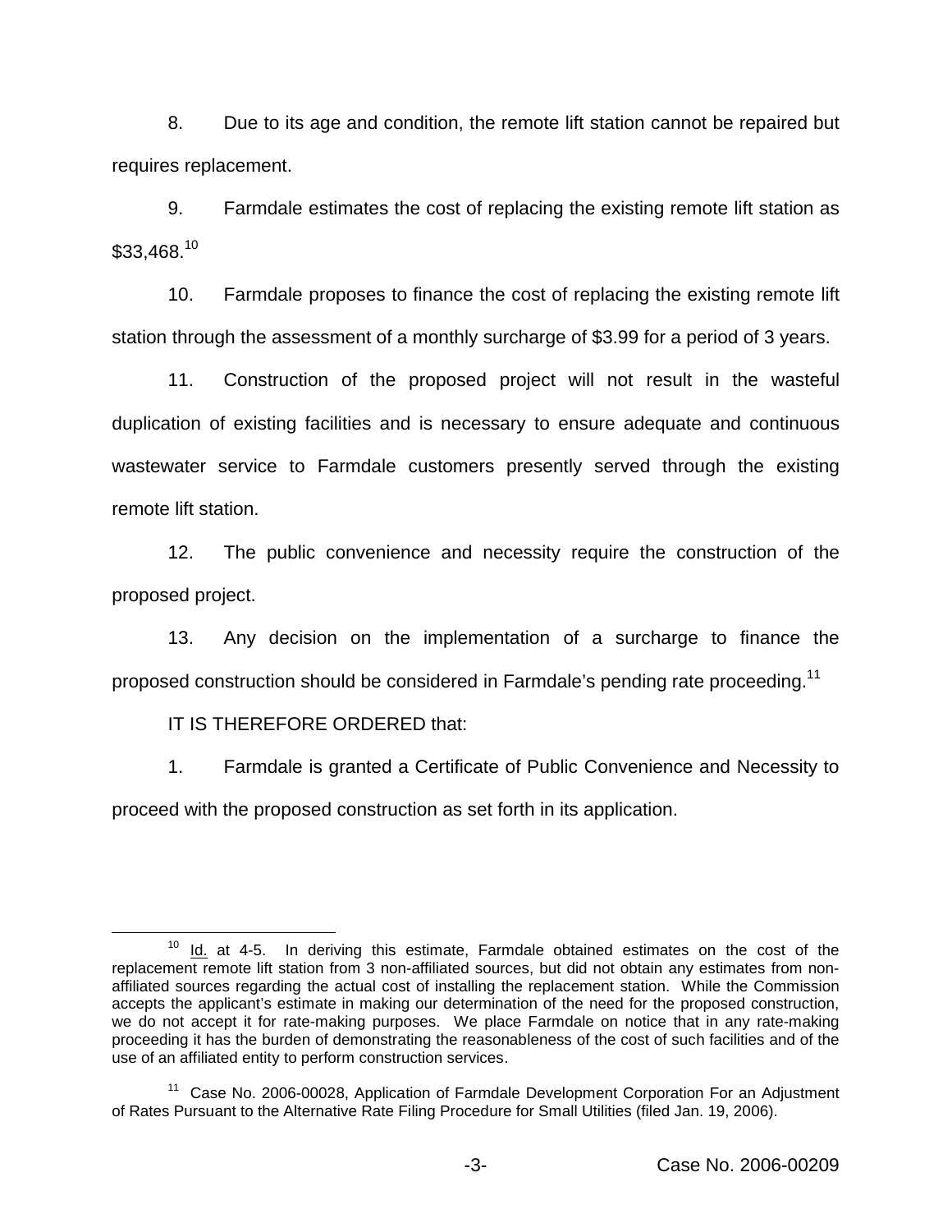8. Due to its age and condition, the remote lift station cannot be repaired but requires replacement.

9. Farmdale estimates the cost of replacing the existing remote lift station as $33,468.[10]

10. Farmdale proposes to finance the cost of replacing the existing remote lift station through the assessment of a monthly surcharge of $3.99 for a period of 3 years.

11. Construction of the proposed project will not result in the wasteful duplication of existing facilities and is necessary to ensure adequate and continuous wastewater service to Farmdale customers presently served through the existing remote lift station.

12. The public convenience and necessity require the construction of the proposed project.

13. Any decision on the implementation of a surcharge to finance the proposed construction should be considered in Farmdale's pending rate proceeding.[11]

IT IS THEREFORE ORDERED that:

1. Farmdale is granted a Certificate of Public Convenience and Necessity to proceed with the proposed construction as set forth in its application.

---

[10] Id. at 4-5. In deriving this estimate, Farmdale obtained estimates on the cost of the replacement remote lift station from 3 non-affiliated sources, but did not obtain any estimates from non-affiliated sources regarding the actual cost of installing the replacement station. While the Commission accepts the applicant's estimate in making our determination of the need for the proposed construction, we do not accept it for rate-making purposes. We place Farmdale on notice that in any rate-making proceeding it has the burden of demonstrating the reasonableness of the cost of such facilities and of the use of an affiliated entity to perform construction services.

[11] Case No. 2006-00028, Application of Farmdale Development Corporation For an Adjustment of Rates Pursuant to the Alternative Rate Filing Procedure for Small Utilities (filed Jan. 19, 2006).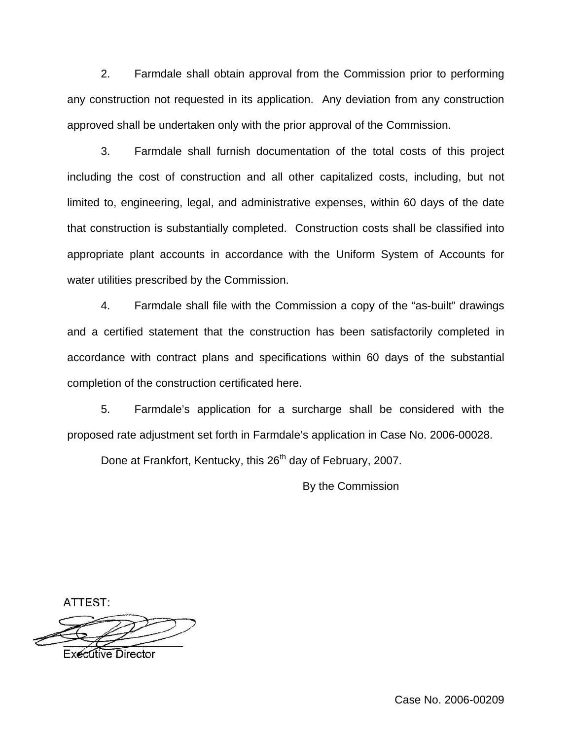2. Farmdale shall obtain approval from the Commission prior to performing any construction not requested in its application. Any deviation from any construction approved shall be undertaken only with the prior approval of the Commission.

3. Farmdale shall furnish documentation of the total costs of this project including the cost of construction and all other capitalized costs, including, but not limited to, engineering, legal, and administrative expenses, within 60 days of the date that construction is substantially completed. Construction costs shall be classified into appropriate plant accounts in accordance with the Uniform System of Accounts for water utilities prescribed by the Commission.

4. Farmdale shall file with the Commission a copy of the "as-built" drawings and a certified statement that the construction has been satisfactorily completed in accordance with contract plans and specifications within 60 days of the substantial completion of the construction certificated here.

5. Farmdale's application for a surcharge shall be considered with the proposed rate adjustment set forth in Farmdale's application in Case No. 2006-00028.

Done at Frankfort, Kentucky, this 26th day of February, 2007.

By the Commission

ATTEST:

Executive Director

Case No. 2006-00209